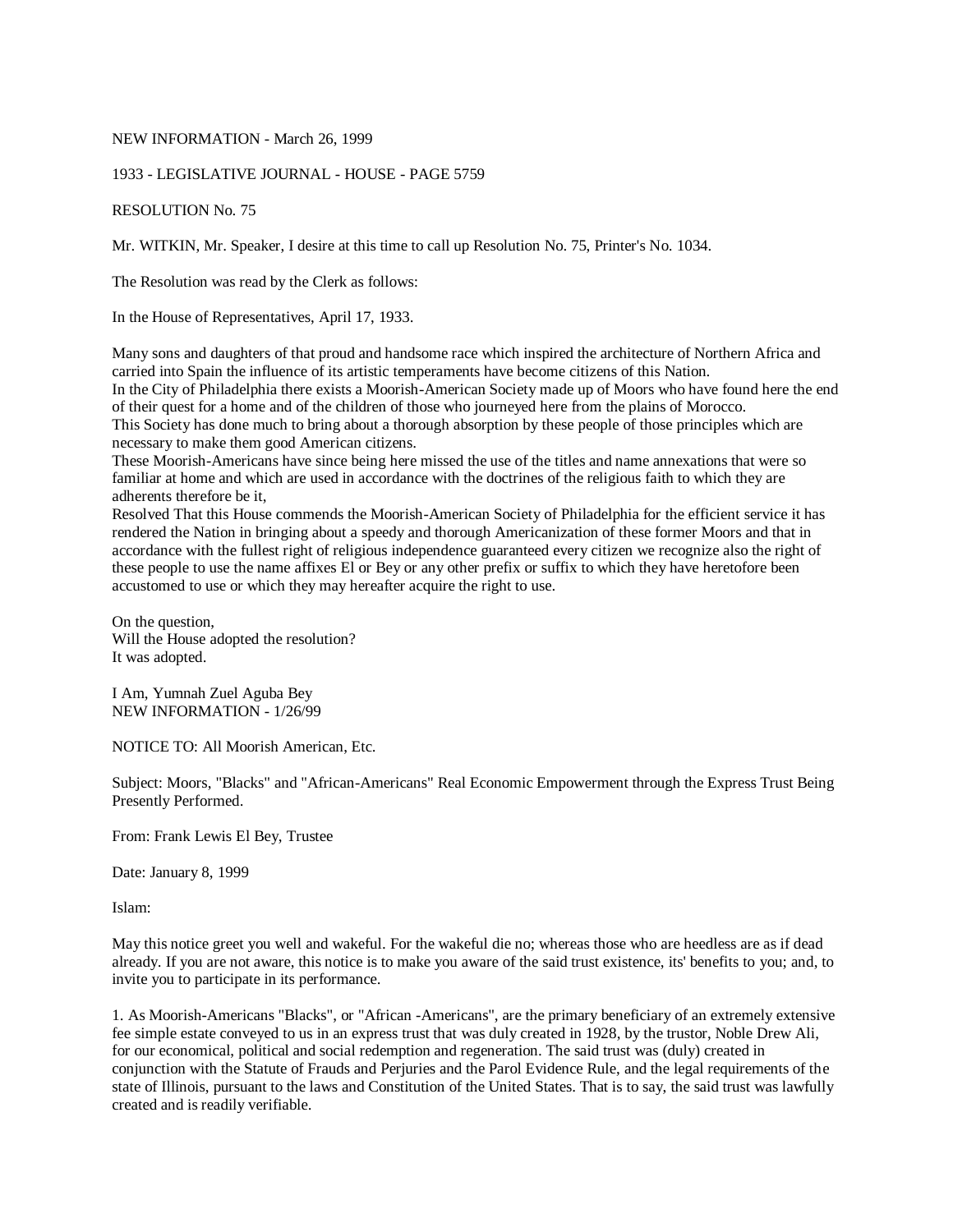NEW INFORMATION - March 26, 1999

1933 - LEGISLATIVE JOURNAL - HOUSE - PAGE 5759

RESOLUTION No. 75

Mr. WITKIN, Mr. Speaker, I desire at this time to call up Resolution No. 75, Printer's No. 1034.

The Resolution was read by the Clerk as follows:

In the House of Representatives, April 17, 1933.

Many sons and daughters of that proud and handsome race which inspired the architecture of Northern Africa and carried into Spain the influence of its artistic temperaments have become citizens of this Nation.
In the City of Philadelphia there exists a Moorish-American Society made up of Moors who have found here the end of their quest for a home and of the children of those who journeyed here from the plains of Morocco.
This Society has done much to bring about a thorough absorption by these people of those principles which are necessary to make them good American citizens.
These Moorish-Americans have since being here missed the use of the titles and name annexations that were so familiar at home and which are used in accordance with the doctrines of the religious faith to which they are adherents therefore be it,
Resolved That this House commends the Moorish-American Society of Philadelphia for the efficient service it has rendered the Nation in bringing about a speedy and thorough Americanization of these former Moors and that in accordance with the fullest right of religious independence guaranteed every citizen we recognize also the right of these people to use the name affixes El or Bey or any other prefix or suffix to which they have heretofore been accustomed to use or which they may hereafter acquire the right to use.

On the question,
Will the House adopted the resolution?
It was adopted.

I Am, Yumnah Zuel Aguba Bey
NEW INFORMATION - 1/26/99

NOTICE TO: All Moorish American, Etc.

Subject: Moors, "Blacks" and "African-Americans" Real Economic Empowerment through the Express Trust Being Presently Performed.

From: Frank Lewis El Bey, Trustee

Date: January 8, 1999

Islam:

May this notice greet you well and wakeful. For the wakeful die no; whereas those who are heedless are as if dead already. If you are not aware, this notice is to make you aware of the said trust existence, its' benefits to you; and, to invite you to participate in its performance.

1. As Moorish-Americans "Blacks", or "African -Americans", are the primary beneficiary of an extremely extensive fee simple estate conveyed to us in an express trust that was duly created in 1928, by the trustor, Noble Drew Ali, for our economical, political and social redemption and regeneration. The said trust was (duly) created in conjunction with the Statute of Frauds and Perjuries and the Parol Evidence Rule, and the legal requirements of the state of Illinois, pursuant to the laws and Constitution of the United States. That is to say, the said trust was lawfully created and is readily verifiable.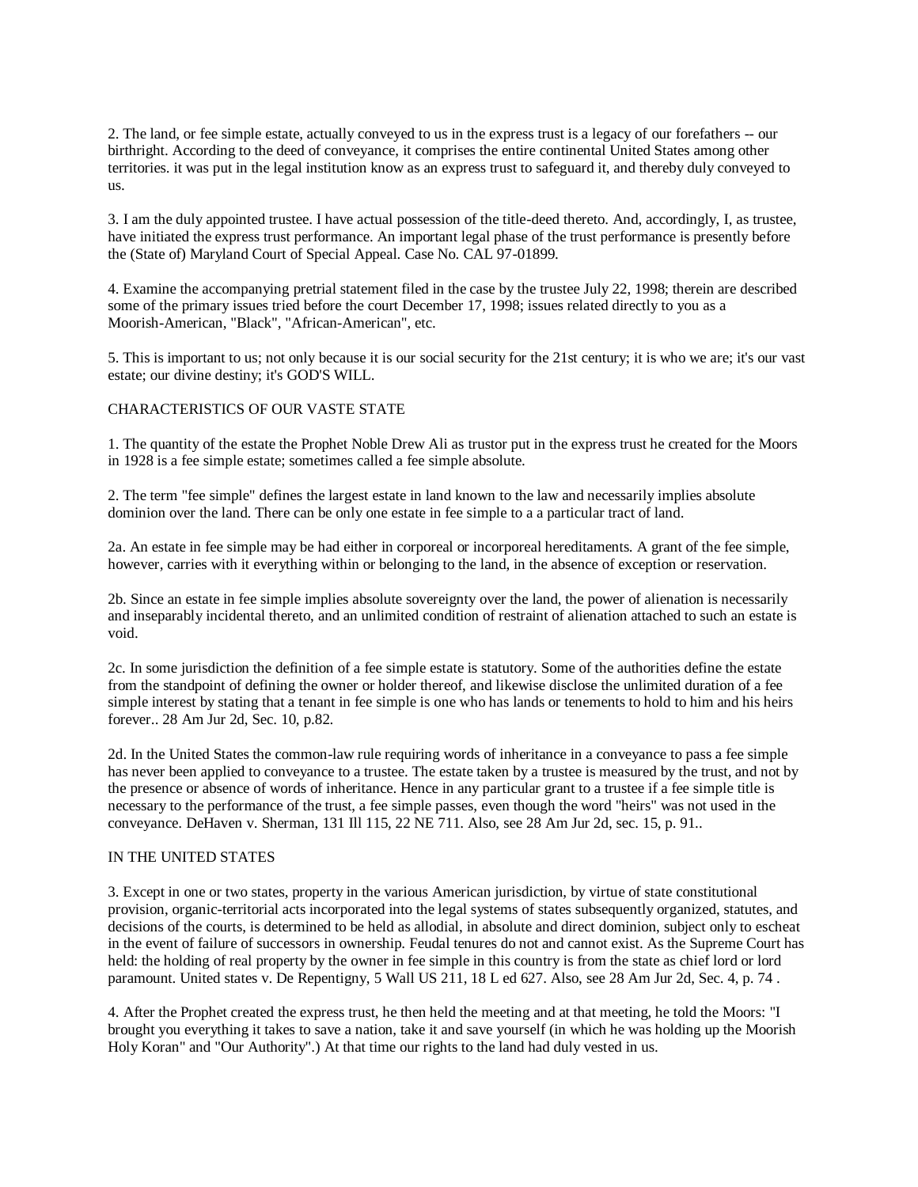2. The land, or fee simple estate, actually conveyed to us in the express trust is a legacy of our forefathers -- our birthright. According to the deed of conveyance, it comprises the entire continental United States among other territories. it was put in the legal institution know as an express trust to safeguard it, and thereby duly conveyed to us.

3. I am the duly appointed trustee. I have actual possession of the title-deed thereto. And, accordingly, I, as trustee, have initiated the express trust performance. An important legal phase of the trust performance is presently before the (State of) Maryland Court of Special Appeal. Case No. CAL 97-01899.

4. Examine the accompanying pretrial statement filed in the case by the trustee July 22, 1998; therein are described some of the primary issues tried before the court December 17, 1998; issues related directly to you as a Moorish-American, "Black", "African-American", etc.

5. This is important to us; not only because it is our social security for the 21st century; it is who we are; it's our vast estate; our divine destiny; it's GOD'S WILL.

CHARACTERISTICS OF OUR VASTE STATE

1. The quantity of the estate the Prophet Noble Drew Ali as trustor put in the express trust he created for the Moors in 1928 is a fee simple estate; sometimes called a fee simple absolute.

2. The term "fee simple" defines the largest estate in land known to the law and necessarily implies absolute dominion over the land. There can be only one estate in fee simple to a a particular tract of land.

2a. An estate in fee simple may be had either in corporeal or incorporeal hereditaments. A grant of the fee simple, however, carries with it everything within or belonging to the land, in the absence of exception or reservation.

2b. Since an estate in fee simple implies absolute sovereignty over the land, the power of alienation is necessarily and inseparably incidental thereto, and an unlimited condition of restraint of alienation attached to such an estate is void.

2c. In some jurisdiction the definition of a fee simple estate is statutory. Some of the authorities define the estate from the standpoint of defining the owner or holder thereof, and likewise disclose the unlimited duration of a fee simple interest by stating that a tenant in fee simple is one who has lands or tenements to hold to him and his heirs forever.. 28 Am Jur 2d, Sec. 10, p.82.

2d. In the United States the common-law rule requiring words of inheritance in a conveyance to pass a fee simple has never been applied to conveyance to a trustee. The estate taken by a trustee is measured by the trust, and not by the presence or absence of words of inheritance. Hence in any particular grant to a trustee if a fee simple title is necessary to the performance of the trust, a fee simple passes, even though the word "heirs" was not used in the conveyance. DeHaven v. Sherman, 131 Ill 115, 22 NE 711. Also, see 28 Am Jur 2d, sec. 15, p. 91..

IN THE UNITED STATES

3. Except in one or two states, property in the various American jurisdiction, by virtue of state constitutional provision, organic-territorial acts incorporated into the legal systems of states subsequently organized, statutes, and decisions of the courts, is determined to be held as allodial, in absolute and direct dominion, subject only to escheat in the event of failure of successors in ownership. Feudal tenures do not and cannot exist. As the Supreme Court has held: the holding of real property by the owner in fee simple in this country is from the state as chief lord or lord paramount. United states v. De Repentigny, 5 Wall US 211, 18 L ed 627. Also, see 28 Am Jur 2d, Sec. 4, p. 74 .

4. After the Prophet created the express trust, he then held the meeting and at that meeting, he told the Moors: "I brought you everything it takes to save a nation, take it and save yourself (in which he was holding up the Moorish Holy Koran" and "Our Authority".) At that time our rights to the land had duly vested in us.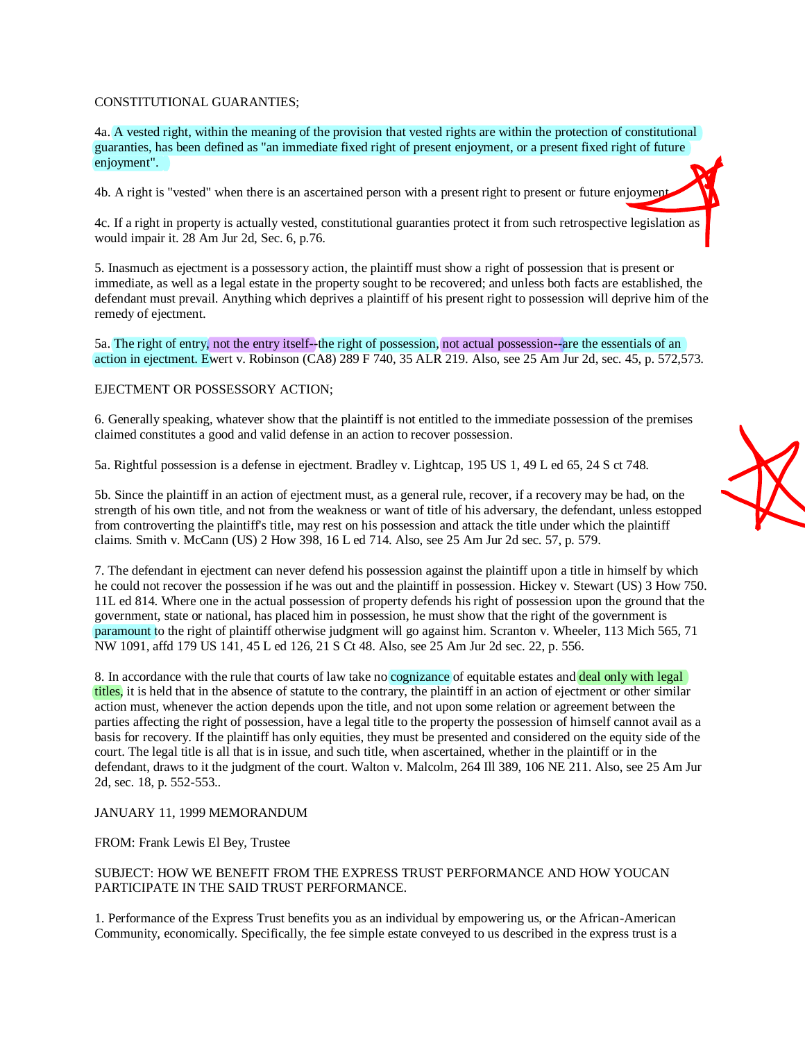CONSTITUTIONAL GUARANTIES;

4a. A vested right, within the meaning of the provision that vested rights are within the protection of constitutional guaranties, has been defined as "an immediate fixed right of present enjoyment, or a present fixed right of future enjoyment".

4b. A right is "vested" when there is an ascertained person with a present right to present or future enjoyment.

4c. If a right in property is actually vested, constitutional guaranties protect it from such retrospective legislation as would impair it. 28 Am Jur 2d, Sec. 6, p.76.

5. Inasmuch as ejectment is a possessory action, the plaintiff must show a right of possession that is present or immediate, as well as a legal estate in the property sought to be recovered; and unless both facts are established, the defendant must prevail. Anything which deprives a plaintiff of his present right to possession will deprive him of the remedy of ejectment.

5a. The right of entry, not the entry itself--the right of possession, not actual possession--are the essentials of an action in ejectment. Ewert v. Robinson (CA8) 289 F 740, 35 ALR 219. Also, see 25 Am Jur 2d, sec. 45, p. 572,573.

EJECTMENT OR POSSESSORY ACTION;

6. Generally speaking, whatever show that the plaintiff is not entitled to the immediate possession of the premises claimed constitutes a good and valid defense in an action to recover possession.

5a. Rightful possession is a defense in ejectment. Bradley v. Lightcap, 195 US 1, 49 L ed 65, 24 S ct 748.

5b. Since the plaintiff in an action of ejectment must, as a general rule, recover, if a recovery may be had, on the strength of his own title, and not from the weakness or want of title of his adversary, the defendant, unless estopped from controverting the plaintiff's title, may rest on his possession and attack the title under which the plaintiff claims. Smith v. McCann (US) 2 How 398, 16 L ed 714. Also, see 25 Am Jur 2d sec. 57, p. 579.

7. The defendant in ejectment can never defend his possession against the plaintiff upon a title in himself by which he could not recover the possession if he was out and the plaintiff in possession. Hickey v. Stewart (US) 3 How 750. 11L ed 814. Where one in the actual possession of property defends his right of possession upon the ground that the government, state or national, has placed him in possession, he must show that the right of the government is paramount to the right of plaintiff otherwise judgment will go against him. Scranton v. Wheeler, 113 Mich 565, 71 NW 1091, affd 179 US 141, 45 L ed 126, 21 S Ct 48. Also, see 25 Am Jur 2d sec. 22, p. 556.

8. In accordance with the rule that courts of law take no cognizance of equitable estates and deal only with legal titles, it is held that in the absence of statute to the contrary, the plaintiff in an action of ejectment or other similar action must, whenever the action depends upon the title, and not upon some relation or agreement between the parties affecting the right of possession, have a legal title to the property the possession of himself cannot avail as a basis for recovery. If the plaintiff has only equities, they must be presented and considered on the equity side of the court. The legal title is all that is in issue, and such title, when ascertained, whether in the plaintiff or in the defendant, draws to it the judgment of the court. Walton v. Malcolm, 264 Ill 389, 106 NE 211. Also, see 25 Am Jur 2d, sec. 18, p. 552-553..

JANUARY 11, 1999 MEMORANDUM

FROM: Frank Lewis El Bey, Trustee

SUBJECT: HOW WE BENEFIT FROM THE EXPRESS TRUST PERFORMANCE AND HOW YOUCAN PARTICIPATE IN THE SAID TRUST PERFORMANCE.

1. Performance of the Express Trust benefits you as an individual by empowering us, or the African-American Community, economically. Specifically, the fee simple estate conveyed to us described in the express trust is a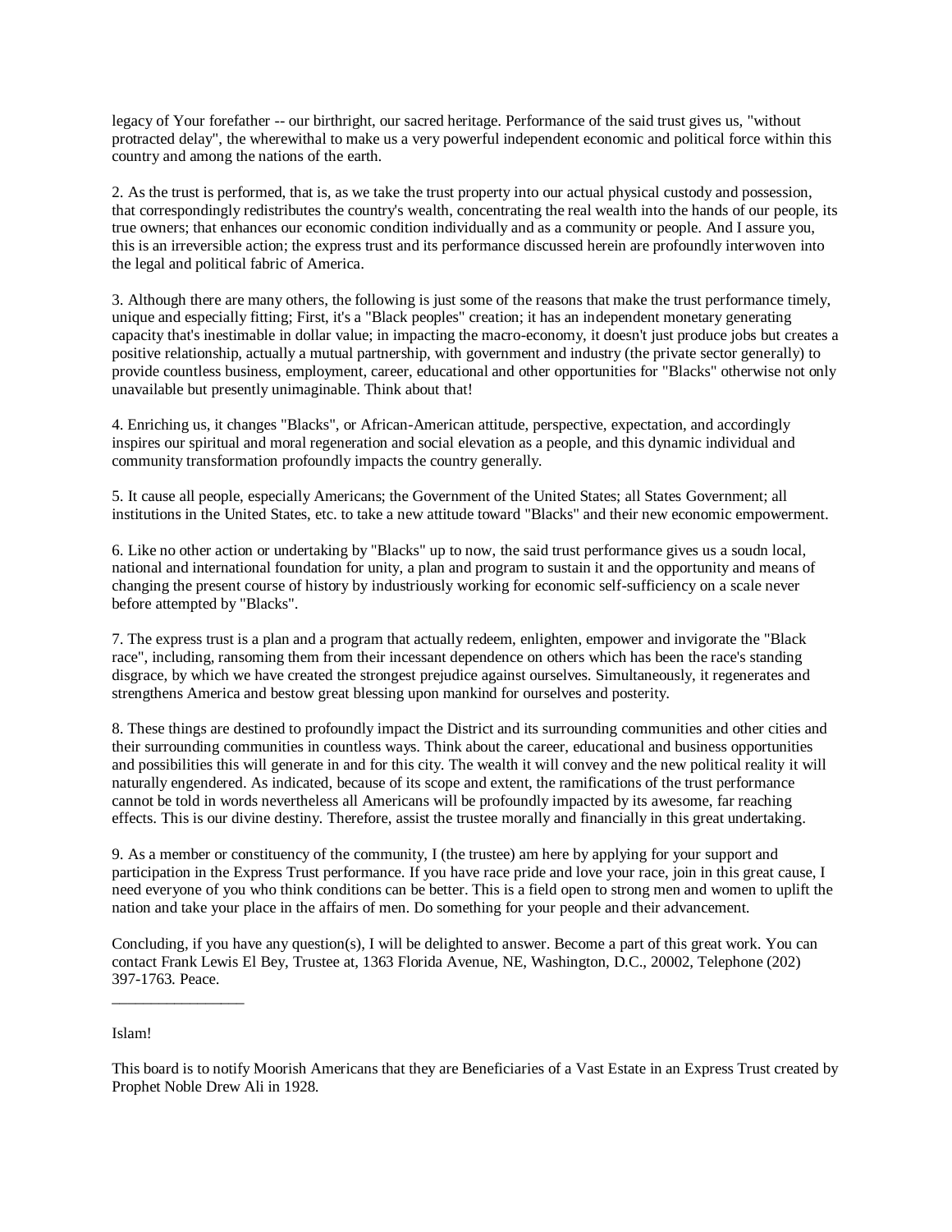legacy of Your forefather -- our birthright, our sacred heritage. Performance of the said trust gives us, "without protracted delay", the wherewithal to make us a very powerful independent economic and political force within this country and among the nations of the earth.

2. As the trust is performed, that is, as we take the trust property into our actual physical custody and possession, that correspondingly redistributes the country's wealth, concentrating the real wealth into the hands of our people, its true owners; that enhances our economic condition individually and as a community or people. And I assure you, this is an irreversible action; the express trust and its performance discussed herein are profoundly interwoven into the legal and political fabric of America.

3. Although there are many others, the following is just some of the reasons that make the trust performance timely, unique and especially fitting; First, it's a "Black peoples" creation; it has an independent monetary generating capacity that's inestimable in dollar value; in impacting the macro-economy, it doesn't just produce jobs but creates a positive relationship, actually a mutual partnership, with government and industry (the private sector generally) to provide countless business, employment, career, educational and other opportunities for "Blacks" otherwise not only unavailable but presently unimaginable. Think about that!

4. Enriching us, it changes "Blacks", or African-American attitude, perspective, expectation, and accordingly inspires our spiritual and moral regeneration and social elevation as a people, and this dynamic individual and community transformation profoundly impacts the country generally.

5. It cause all people, especially Americans; the Government of the United States; all States Government; all institutions in the United States, etc. to take a new attitude toward "Blacks" and their new economic empowerment.

6. Like no other action or undertaking by "Blacks" up to now, the said trust performance gives us a soudn local, national and international foundation for unity, a plan and program to sustain it and the opportunity and means of changing the present course of history by industriously working for economic self-sufficiency on a scale never before attempted by "Blacks".

7. The express trust is a plan and a program that actually redeem, enlighten, empower and invigorate the "Black race", including, ransoming them from their incessant dependence on others which has been the race's standing disgrace, by which we have created the strongest prejudice against ourselves. Simultaneously, it regenerates and strengthens America and bestow great blessing upon mankind for ourselves and posterity.

8. These things are destined to profoundly impact the District and its surrounding communities and other cities and their surrounding communities in countless ways. Think about the career, educational and business opportunities and possibilities this will generate in and for this city. The wealth it will convey and the new political reality it will naturally engendered. As indicated, because of its scope and extent, the ramifications of the trust performance cannot be told in words nevertheless all Americans will be profoundly impacted by its awesome, far reaching effects. This is our divine destiny. Therefore, assist the trustee morally and financially in this great undertaking.

9. As a member or constituency of the community, I (the trustee) am here by applying for your support and participation in the Express Trust performance. If you have race pride and love your race, join in this great cause, I need everyone of you who think conditions can be better. This is a field open to strong men and women to uplift the nation and take your place in the affairs of men. Do something for your people and their advancement.

Concluding, if you have any question(s), I will be delighted to answer. Become a part of this great work. You can contact Frank Lewis El Bey, Trustee at, 1363 Florida Avenue, NE, Washington, D.C., 20002, Telephone (202) 397-1763. Peace.

________________

Islam!

This board is to notify Moorish Americans that they are Beneficiaries of a Vast Estate in an Express Trust created by Prophet Noble Drew Ali in 1928.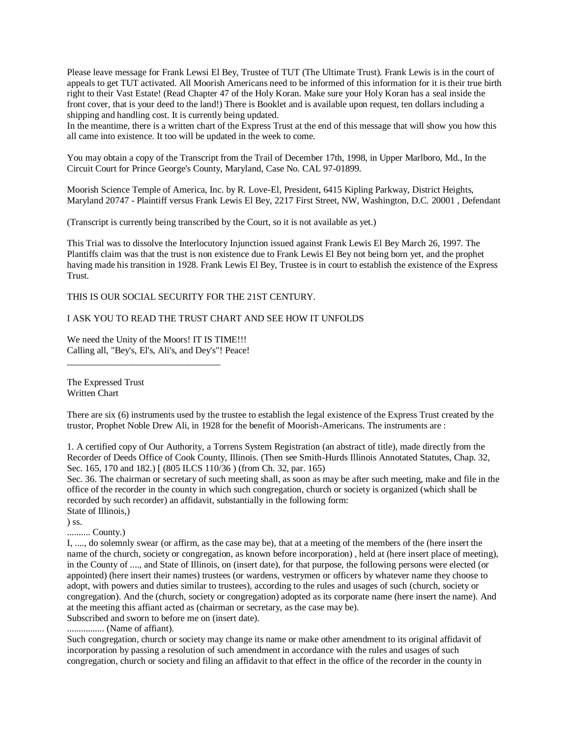Please leave message for Frank Lewsi El Bey, Trustee of TUT (The Ultimate Trust). Frank Lewis is in the court of appeals to get TUT activated. All Moorish Americans need to be informed of this information for it is their true birth right to their Vast Estate! (Read Chapter 47 of the Holy Koran. Make sure your Holy Koran has a seal inside the front cover, that is your deed to the land!) There is Booklet and is available upon request, ten dollars including a shipping and handling cost. It is currently being updated.
In the meantime, there is a written chart of the Express Trust at the end of this message that will show you how this all came into existence. It too will be updated in the week to come.

You may obtain a copy of the Transcript from the Trail of December 17th, 1998, in Upper Marlboro, Md., In the Circuit Court for Prince George's County, Maryland, Case No. CAL 97-01899.

Moorish Science Temple of America, Inc. by R. Love-El, President, 6415 Kipling Parkway, District Heights, Maryland 20747 - Plaintiff versus Frank Lewis El Bey, 2217 First Street, NW, Washington, D.C. 20001 , Defendant

(Transcript is currently being transcribed by the Court, so it is not available as yet.)

This Trial was to dissolve the Interlocutory Injunction issued against Frank Lewis El Bey March 26, 1997. The Plantiffs claim was that the trust is non existence due to Frank Lewis El Bey not being born yet, and the prophet having made his transition in 1928. Frank Lewis El Bey, Trustee is in court to establish the existence of the Express Trust.

THIS IS OUR SOCIAL SECURITY FOR THE 21ST CENTURY.

I ASK YOU TO READ THE TRUST CHART AND SEE HOW IT UNFOLDS

We need the Unity of the Moors! IT IS TIME!!!
Calling all, "Bey's, El's, Ali's, and Dey's"! Peace!

---

The Expressed Trust
Written Chart

There are six (6) instruments used by the trustee to establish the legal existence of the Express Trust created by the trustor, Prophet Noble Drew Ali, in 1928 for the benefit of Moorish-Americans. The instruments are :

1. A certified copy of Our Authority, a Torrens System Registration (an abstract of title), made directly from the Recorder of Deeds Office of Cook County, Illinois. (Then see Smith-Hurds Illinois Annotated Statutes, Chap. 32, Sec. 165, 170 and 182.) [ (805 ILCS 110/36 ) (from Ch. 32, par. 165)
Sec. 36. The chairman or secretary of such meeting shall, as soon as may be after such meeting, make and file in the office of the recorder in the county in which such congregation, church or society is organized (which shall be recorded by such recorder) an affidavit, substantially in the following form:
State of Illinois,)
) ss.
.......... County.)
I, ...., do solemnly swear (or affirm, as the case may be), that at a meeting of the members of the (here insert the name of the church, society or congregation, as known before incorporation) , held at (here insert place of meeting), in the County of ...., and State of Illinois, on (insert date), for that purpose, the following persons were elected (or appointed) (here insert their names) trustees (or wardens, vestrymen or officers by whatever name they choose to adopt, with powers and duties similar to trustees), according to the rules and usages of such (church, society or congregation). And the (church, society or congregation) adopted as its corporate name (here insert the name). And at the meeting this affiant acted as (chairman or secretary, as the case may be).
Subscribed and sworn to before me on (insert date).
................ (Name of affiant).
Such congregation, church or society may change its name or make other amendment to its original affidavit of incorporation by passing a resolution of such amendment in accordance with the rules and usages of such congregation, church or society and filing an affidavit to that effect in the office of the recorder in the county in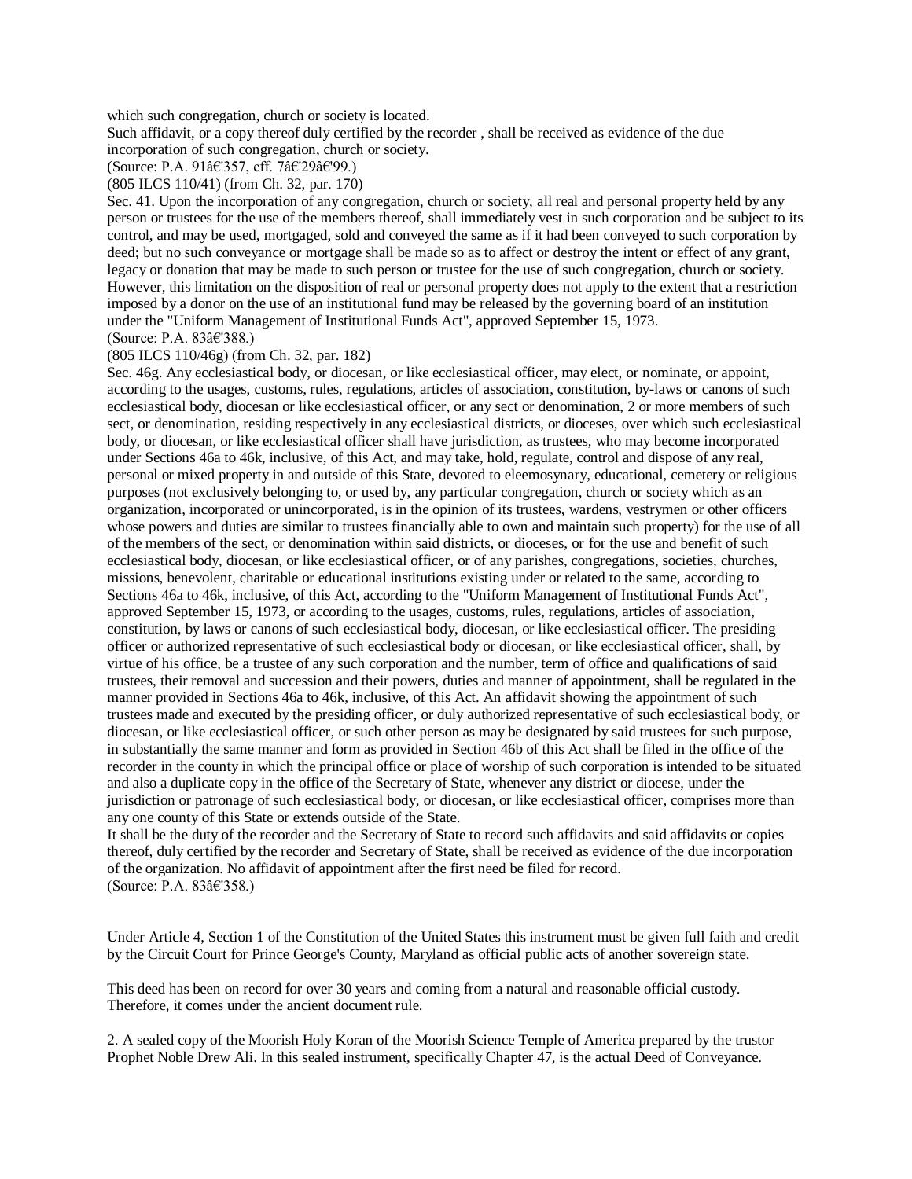which such congregation, church or society is located.
Such affidavit, or a copy thereof duly certified by the recorder , shall be received as evidence of the due incorporation of such congregation, church or society.
(Source: P.A. 91â€'357, eff. 7â€'29â€'99.)
(805 ILCS 110/41) (from Ch. 32, par. 170)
Sec. 41. Upon the incorporation of any congregation, church or society, all real and personal property held by any person or trustees for the use of the members thereof, shall immediately vest in such corporation and be subject to its control, and may be used, mortgaged, sold and conveyed the same as if it had been conveyed to such corporation by deed; but no such conveyance or mortgage shall be made so as to affect or destroy the intent or effect of any grant, legacy or donation that may be made to such person or trustee for the use of such congregation, church or society. However, this limitation on the disposition of real or personal property does not apply to the extent that a restriction imposed by a donor on the use of an institutional fund may be released by the governing board of an institution under the "Uniform Management of Institutional Funds Act", approved September 15, 1973.
(Source: P.A. 83â€'388.)
(805 ILCS 110/46g) (from Ch. 32, par. 182)
Sec. 46g. Any ecclesiastical body, or diocesan, or like ecclesiastical officer, may elect, or nominate, or appoint, according to the usages, customs, rules, regulations, articles of association, constitution, by-laws or canons of such ecclesiastical body, diocesan or like ecclesiastical officer, or any sect or denomination, 2 or more members of such sect, or denomination, residing respectively in any ecclesiastical districts, or dioceses, over which such ecclesiastical body, or diocesan, or like ecclesiastical officer shall have jurisdiction, as trustees, who may become incorporated under Sections 46a to 46k, inclusive, of this Act, and may take, hold, regulate, control and dispose of any real, personal or mixed property in and outside of this State, devoted to eleemosynary, educational, cemetery or religious purposes (not exclusively belonging to, or used by, any particular congregation, church or society which as an organization, incorporated or unincorporated, is in the opinion of its trustees, wardens, vestrymen or other officers whose powers and duties are similar to trustees financially able to own and maintain such property) for the use of all of the members of the sect, or denomination within said districts, or dioceses, or for the use and benefit of such ecclesiastical body, diocesan, or like ecclesiastical officer, or of any parishes, congregations, societies, churches, missions, benevolent, charitable or educational institutions existing under or related to the same, according to Sections 46a to 46k, inclusive, of this Act, according to the "Uniform Management of Institutional Funds Act", approved September 15, 1973, or according to the usages, customs, rules, regulations, articles of association, constitution, by laws or canons of such ecclesiastical body, diocesan, or like ecclesiastical officer. The presiding officer or authorized representative of such ecclesiastical body or diocesan, or like ecclesiastical officer, shall, by virtue of his office, be a trustee of any such corporation and the number, term of office and qualifications of said trustees, their removal and succession and their powers, duties and manner of appointment, shall be regulated in the manner provided in Sections 46a to 46k, inclusive, of this Act. An affidavit showing the appointment of such trustees made and executed by the presiding officer, or duly authorized representative of such ecclesiastical body, or diocesan, or like ecclesiastical officer, or such other person as may be designated by said trustees for such purpose, in substantially the same manner and form as provided in Section 46b of this Act shall be filed in the office of the recorder in the county in which the principal office or place of worship of such corporation is intended to be situated and also a duplicate copy in the office of the Secretary of State, whenever any district or diocese, under the jurisdiction or patronage of such ecclesiastical body, or diocesan, or like ecclesiastical officer, comprises more than any one county of this State or extends outside of the State.
It shall be the duty of the recorder and the Secretary of State to record such affidavits and said affidavits or copies thereof, duly certified by the recorder and Secretary of State, shall be received as evidence of the due incorporation of the organization. No affidavit of appointment after the first need be filed for record.
(Source: P.A. 83â€'358.)

Under Article 4, Section 1 of the Constitution of the United States this instrument must be given full faith and credit by the Circuit Court for Prince George's County, Maryland as official public acts of another sovereign state.

This deed has been on record for over 30 years and coming from a natural and reasonable official custody. Therefore, it comes under the ancient document rule.

2. A sealed copy of the Moorish Holy Koran of the Moorish Science Temple of America prepared by the trustor Prophet Noble Drew Ali. In this sealed instrument, specifically Chapter 47, is the actual Deed of Conveyance.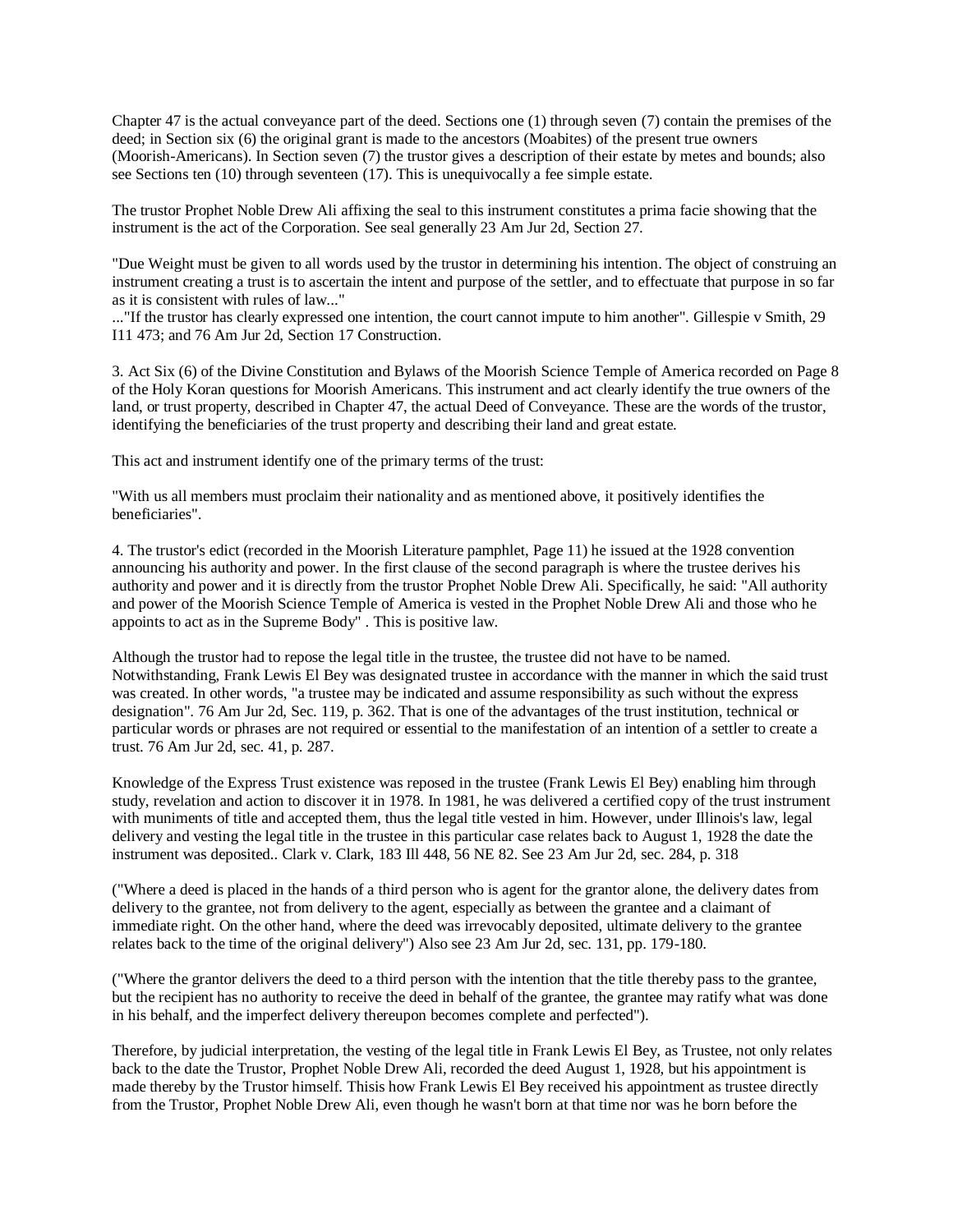Chapter 47 is the actual conveyance part of the deed. Sections one (1) through seven (7) contain the premises of the deed; in Section six (6) the original grant is made to the ancestors (Moabites) of the present true owners (Moorish-Americans). In Section seven (7) the trustor gives a description of their estate by metes and bounds; also see Sections ten (10) through seventeen (17). This is unequivocally a fee simple estate.

The trustor Prophet Noble Drew Ali affixing the seal to this instrument constitutes a prima facie showing that the instrument is the act of the Corporation. See seal generally 23 Am Jur 2d, Section 27.

"Due Weight must be given to all words used by the trustor in determining his intention. The object of construing an instrument creating a trust is to ascertain the intent and purpose of the settler, and to effectuate that purpose in so far as it is consistent with rules of law..."
..."If the trustor has clearly expressed one intention, the court cannot impute to him another". Gillespie v Smith, 29 I11 473; and 76 Am Jur 2d, Section 17 Construction.

3. Act Six (6) of the Divine Constitution and Bylaws of the Moorish Science Temple of America recorded on Page 8 of the Holy Koran questions for Moorish Americans. This instrument and act clearly identify the true owners of the land, or trust property, described in Chapter 47, the actual Deed of Conveyance. These are the words of the trustor, identifying the beneficiaries of the trust property and describing their land and great estate.

This act and instrument identify one of the primary terms of the trust:

"With us all members must proclaim their nationality and as mentioned above, it positively identifies the beneficiaries".

4. The trustor's edict (recorded in the Moorish Literature pamphlet, Page 11) he issued at the 1928 convention announcing his authority and power. In the first clause of the second paragraph is where the trustee derives his authority and power and it is directly from the trustor Prophet Noble Drew Ali. Specifically, he said: "All authority and power of the Moorish Science Temple of America is vested in the Prophet Noble Drew Ali and those who he appoints to act as in the Supreme Body" . This is positive law.

Although the trustor had to repose the legal title in the trustee, the trustee did not have to be named. Notwithstanding, Frank Lewis El Bey was designated trustee in accordance with the manner in which the said trust was created. In other words, "a trustee may be indicated and assume responsibility as such without the express designation". 76 Am Jur 2d, Sec. 119, p. 362. That is one of the advantages of the trust institution, technical or particular words or phrases are not required or essential to the manifestation of an intention of a settler to create a trust. 76 Am Jur 2d, sec. 41, p. 287.

Knowledge of the Express Trust existence was reposed in the trustee (Frank Lewis El Bey) enabling him through study, revelation and action to discover it in 1978. In 1981, he was delivered a certified copy of the trust instrument with muniments of title and accepted them, thus the legal title vested in him. However, under Illinois's law, legal delivery and vesting the legal title in the trustee in this particular case relates back to August 1, 1928 the date the instrument was deposited.. Clark v. Clark, 183 Ill 448, 56 NE 82. See 23 Am Jur 2d, sec. 284, p. 318

("Where a deed is placed in the hands of a third person who is agent for the grantor alone, the delivery dates from delivery to the grantee, not from delivery to the agent, especially as between the grantee and a claimant of immediate right. On the other hand, where the deed was irrevocably deposited, ultimate delivery to the grantee relates back to the time of the original delivery") Also see 23 Am Jur 2d, sec. 131, pp. 179-180.

("Where the grantor delivers the deed to a third person with the intention that the title thereby pass to the grantee, but the recipient has no authority to receive the deed in behalf of the grantee, the grantee may ratify what was done in his behalf, and the imperfect delivery thereupon becomes complete and perfected").

Therefore, by judicial interpretation, the vesting of the legal title in Frank Lewis El Bey, as Trustee, not only relates back to the date the Trustor, Prophet Noble Drew Ali, recorded the deed August 1, 1928, but his appointment is made thereby by the Trustor himself. Thisis how Frank Lewis El Bey received his appointment as trustee directly from the Trustor, Prophet Noble Drew Ali, even though he wasn't born at that time nor was he born before the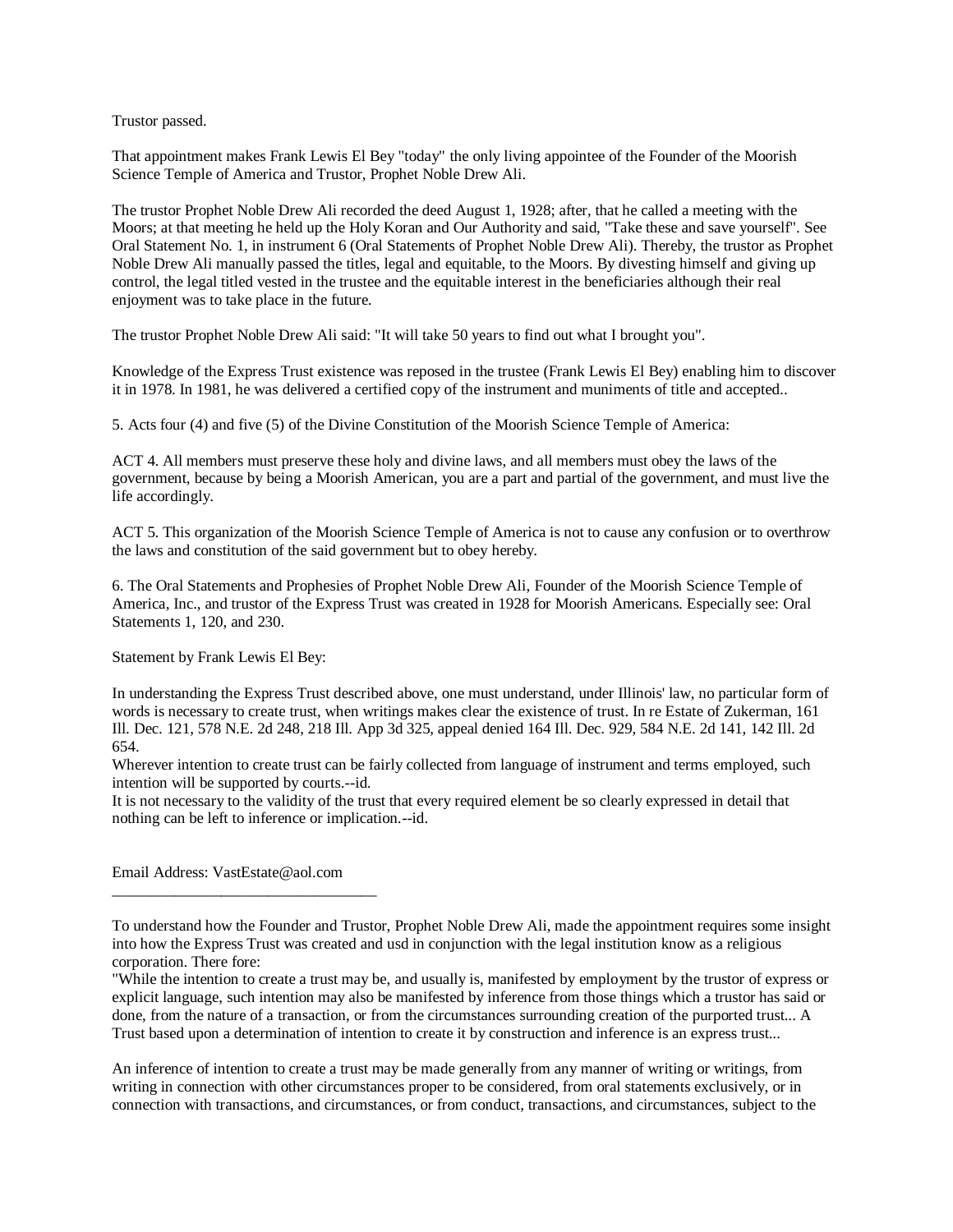Trustor passed.

That appointment makes Frank Lewis El Bey "today" the only living appointee of the Founder of the Moorish Science Temple of America and Trustor, Prophet Noble Drew Ali.

The trustor Prophet Noble Drew Ali recorded the deed August 1, 1928; after, that he called a meeting with the Moors; at that meeting he held up the Holy Koran and Our Authority and said, "Take these and save yourself". See Oral Statement No. 1, in instrument 6 (Oral Statements of Prophet Noble Drew Ali). Thereby, the trustor as Prophet Noble Drew Ali manually passed the titles, legal and equitable, to the Moors. By divesting himself and giving up control, the legal titled vested in the trustee and the equitable interest in the beneficiaries although their real enjoyment was to take place in the future.

The trustor Prophet Noble Drew Ali said: "It will take 50 years to find out what I brought you".

Knowledge of the Express Trust existence was reposed in the trustee (Frank Lewis El Bey) enabling him to discover it in 1978. In 1981, he was delivered a certified copy of the instrument and muniments of title and accepted..

5. Acts four (4) and five (5) of the Divine Constitution of the Moorish Science Temple of America:

ACT 4. All members must preserve these holy and divine laws, and all members must obey the laws of the government, because by being a Moorish American, you are a part and partial of the government, and must live the life accordingly.

ACT 5. This organization of the Moorish Science Temple of America is not to cause any confusion or to overthrow the laws and constitution of the said government but to obey hereby.

6. The Oral Statements and Prophesies of Prophet Noble Drew Ali, Founder of the Moorish Science Temple of America, Inc., and trustor of the Express Trust was created in 1928 for Moorish Americans. Especially see: Oral Statements 1, 120, and 230.

Statement by Frank Lewis El Bey:

In understanding the Express Trust described above, one must understand, under Illinois' law, no particular form of words is necessary to create trust, when writings makes clear the existence of trust. In re Estate of Zukerman, 161 Ill. Dec. 121, 578 N.E. 2d 248, 218 Ill. App 3d 325, appeal denied 164 Ill. Dec. 929, 584 N.E. 2d 141, 142 Ill. 2d 654.
Wherever intention to create trust can be fairly collected from language of instrument and terms employed, such intention will be supported by courts.--id.
It is not necessary to the validity of the trust that every required element be so clearly expressed in detail that nothing can be left to inference or implication.--id.

Email Address: VastEstate@aol.com

---

To understand how the Founder and Trustor, Prophet Noble Drew Ali, made the appointment requires some insight into how the Express Trust was created and usd in conjunction with the legal institution know as a religious corporation. There fore:
"While the intention to create a trust may be, and usually is, manifested by employment by the trustor of express or explicit language, such intention may also be manifested by inference from those things which a trustor has said or done, from the nature of a transaction, or from the circumstances surrounding creation of the purported trust... A Trust based upon a determination of intention to create it by construction and inference is an express trust...

An inference of intention to create a trust may be made generally from any manner of writing or writings, from writing in connection with other circumstances proper to be considered, from oral statements exclusively, or in connection with transactions, and circumstances, or from conduct, transactions, and circumstances, subject to the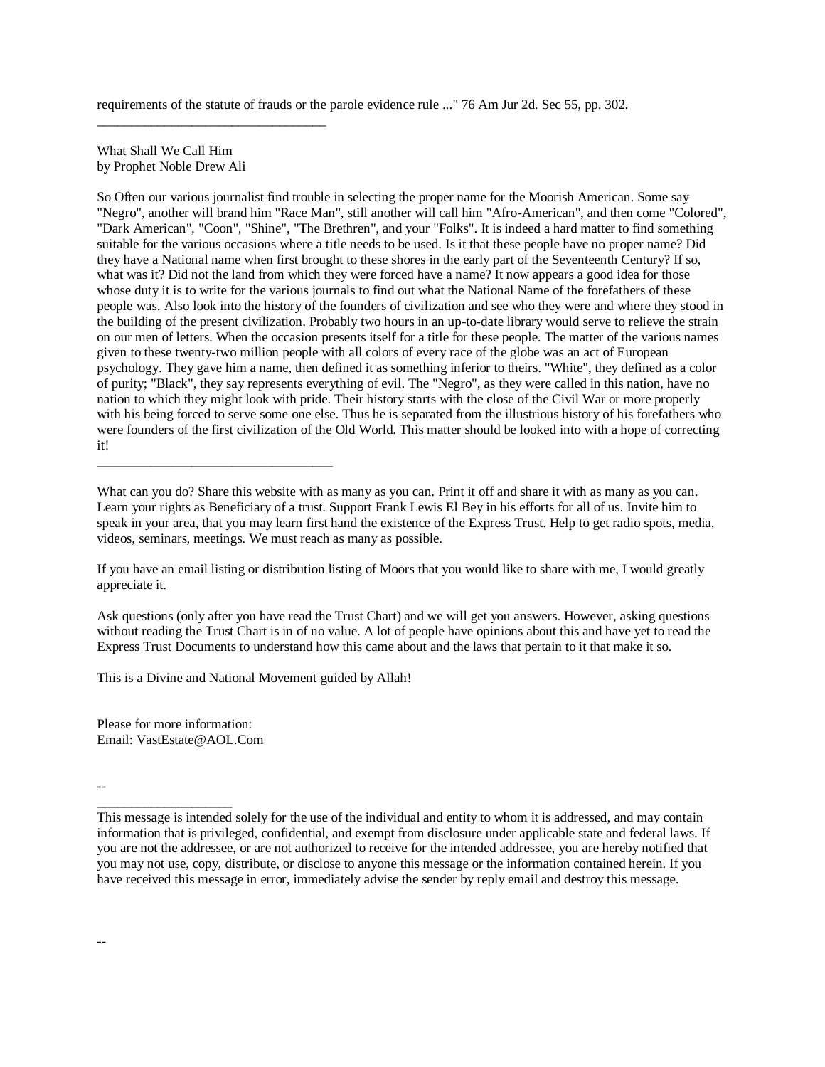requirements of the statute of frauds or the parole evidence rule ..." 76 Am Jur 2d. Sec 55, pp. 302.

---

What Shall We Call Him
by Prophet Noble Drew Ali

So Often our various journalist find trouble in selecting the proper name for the Moorish American. Some say "Negro", another will brand him "Race Man", still another will call him "Afro-American", and then come "Colored", "Dark American", "Coon", "Shine", "The Brethren", and your "Folks". It is indeed a hard matter to find something suitable for the various occasions where a title needs to be used. Is it that these people have no proper name? Did they have a National name when first brought to these shores in the early part of the Seventeenth Century? If so, what was it? Did not the land from which they were forced have a name? It now appears a good idea for those whose duty it is to write for the various journals to find out what the National Name of the forefathers of these people was. Also look into the history of the founders of civilization and see who they were and where they stood in the building of the present civilization. Probably two hours in an up-to-date library would serve to relieve the strain on our men of letters. When the occasion presents itself for a title for these people. The matter of the various names given to these twenty-two million people with all colors of every race of the globe was an act of European psychology. They gave him a name, then defined it as something inferior to theirs. "White", they defined as a color of purity; "Black", they say represents everything of evil. The "Negro", as they were called in this nation, have no nation to which they might look with pride. Their history starts with the close of the Civil War or more properly with his being forced to serve some one else. Thus he is separated from the illustrious history of his forefathers who were founders of the first civilization of the Old World. This matter should be looked into with a hope of correcting it!

---

What can you do? Share this website with as many as you can. Print it off and share it with as many as you can. Learn your rights as Beneficiary of a trust. Support Frank Lewis El Bey in his efforts for all of us. Invite him to speak in your area, that you may learn first hand the existence of the Express Trust. Help to get radio spots, media, videos, seminars, meetings. We must reach as many as possible.

If you have an email listing or distribution listing of Moors that you would like to share with me, I would greatly appreciate it.

Ask questions (only after you have read the Trust Chart) and we will get you answers. However, asking questions without reading the Trust Chart is in of no value. A lot of people have opinions about this and have yet to read the Express Trust Documents to understand how this came about and the laws that pertain to it that make it so.

This is a Divine and National Movement guided by Allah!

Please for more information:
Email: VastEstate@AOL.Com

--

---

This message is intended solely for the use of the individual and entity to whom it is addressed, and may contain information that is privileged, confidential, and exempt from disclosure under applicable state and federal laws. If you are not the addressee, or are not authorized to receive for the intended addressee, you are hereby notified that you may not use, copy, distribute, or disclose to anyone this message or the information contained herein. If you have received this message in error, immediately advise the sender by reply email and destroy this message.

--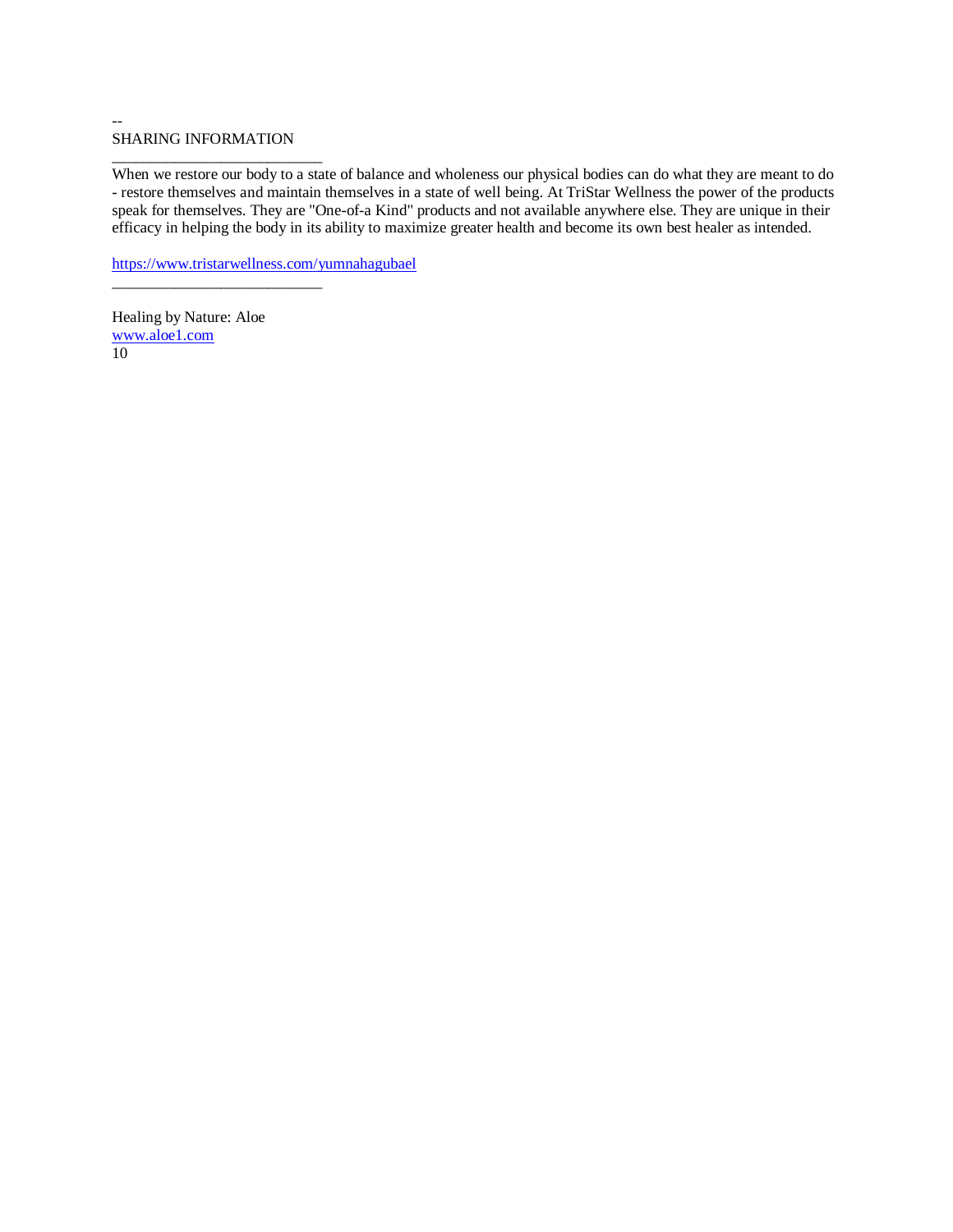--
SHARING INFORMATION

___________________________

When we restore our body to a state of balance and wholeness our physical bodies can do what they are meant to do - restore themselves and maintain themselves in a state of well being. At TriStar Wellness the power of the products speak for themselves. They are "One-of-a Kind" products and not available anywhere else. They are unique in their efficacy in helping the body in its ability to maximize greater health and become its own best healer as intended.

https://www.tristarwellness.com/yumnahagubael

___________________________

Healing by Nature: Aloe
www.aloe1.com